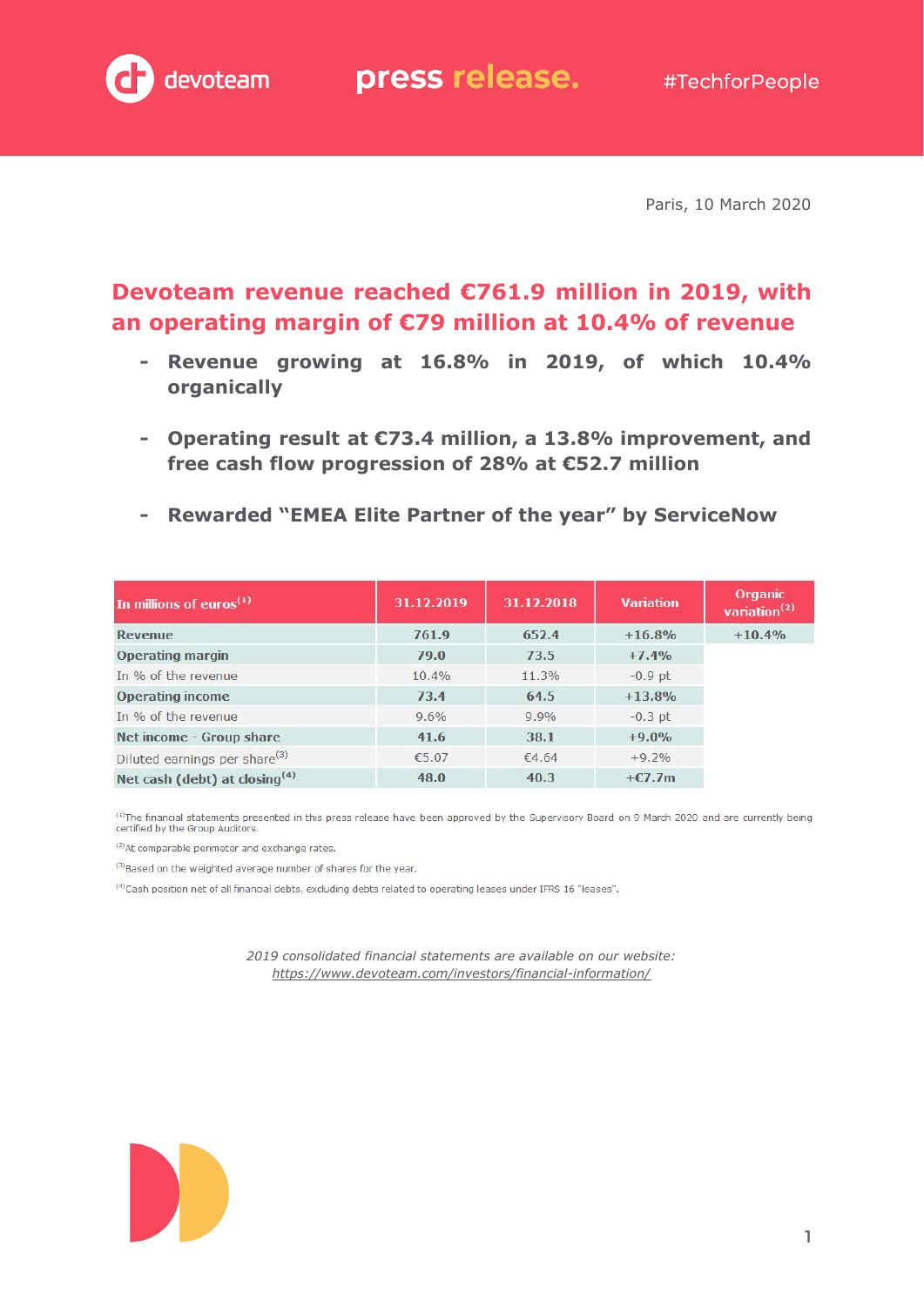devoteam press release. #TechforPeople

Paris, 10 March 2020

# Devoteam revenue reached €761.9 million in 2019, with an operating margin of €79 million at 10.4% of revenue

- **Revenue growing at 16.8% in 2019, of which 10.4% organically**
- **Operating result at €73.4 million, a 13.8% improvement, and free cash flow progression of 28% at €52.7 million**
- **Rewarded "EMEA Elite Partner of the year" by ServiceNow**

| In millions of euros[1] | 31.12.2019 | 31.12.2018 | Variation | Organic variation[2] |
|---|---|---|---|---|
| **Revenue** | **761.9** | **652.4** | **+16.8%** | **+10.4%** |
| **Operating margin** | **79.0** | **73.5** | **+7.4%** | |
| In % of the revenue | 10.4% | 11.3% | -0.9 pt | |
| **Operating income** | **73.4** | **64.5** | **+13.8%** | |
| In % of the revenue | 9.6% | 9.9% | -0.3 pt | |
| **Net income - Group share** | **41.6** | **38.1** | **+9.0%** | |
| Diluted earnings per share[3] | €5.07 | €4.64 | +9.2% | |
| **Net cash (debt) at closing[4]** | **48.0** | **40.3** | **+€7.7m** | |

[1]The financial statements presented in this press release have been approved by the Supervisory Board on 9 March 2020 and are currently being certified by the Group Auditors.

[2]At comparable perimeter and exchange rates.

[3]Based on the weighted average number of shares for the year.

[4]Cash position net of all financial debts, excluding debts related to operating leases under IFRS 16 "leases".

*2019 consolidated financial statements are available on our website:*
*https://www.devoteam.com/investors/financial-information/*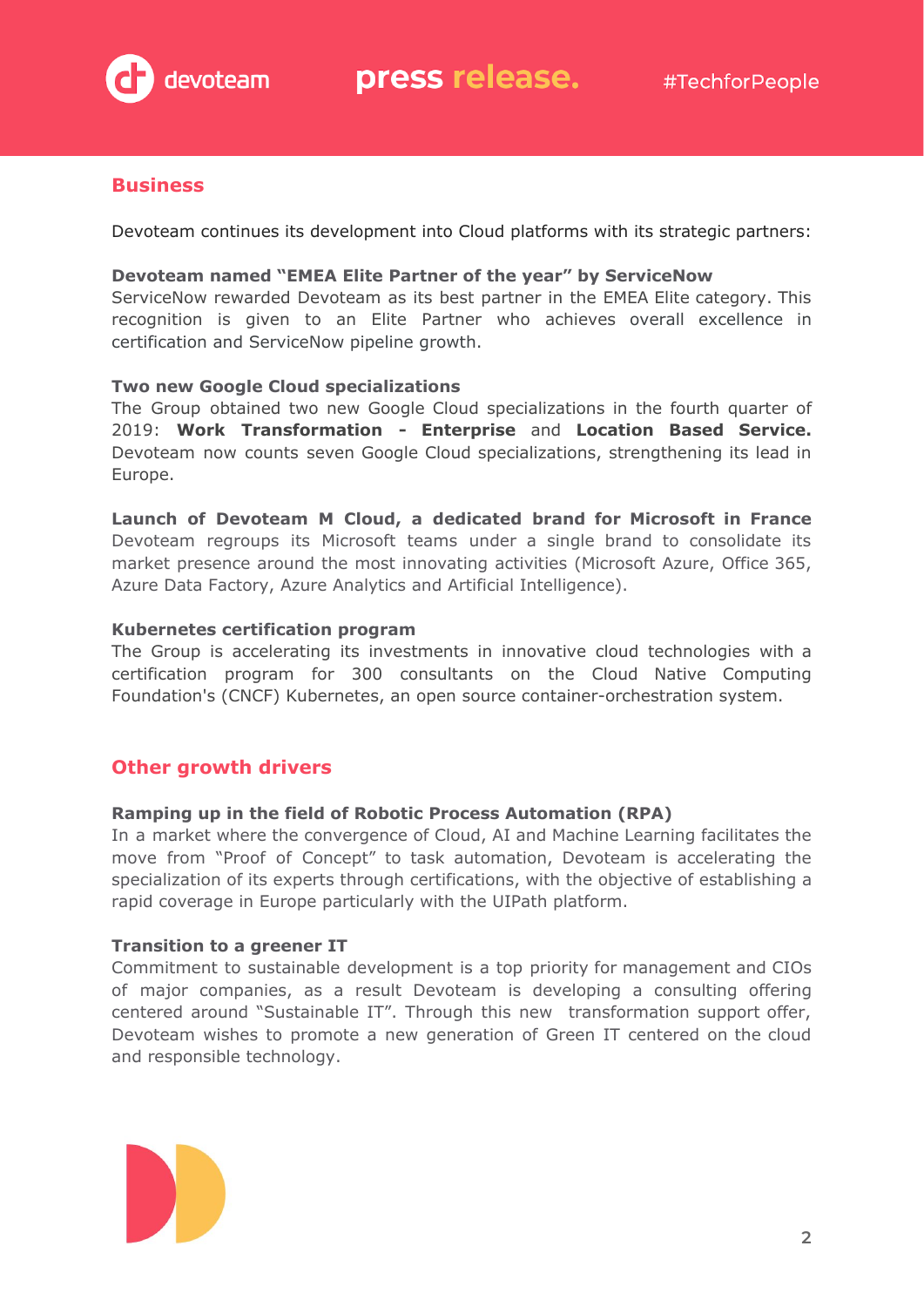## Business

Devoteam continues its development into Cloud platforms with its strategic partners:

**Devoteam named "EMEA Elite Partner of the year" by ServiceNow**
ServiceNow rewarded Devoteam as its best partner in the EMEA Elite category. This recognition is given to an Elite Partner who achieves overall excellence in certification and ServiceNow pipeline growth.

**Two new Google Cloud specializations**
The Group obtained two new Google Cloud specializations in the fourth quarter of 2019: **Work Transformation - Enterprise** and **Location Based Service.** Devoteam now counts seven Google Cloud specializations, strengthening its lead in Europe.

**Launch of Devoteam M Cloud, a dedicated brand for Microsoft in France**
Devoteam regroups its Microsoft teams under a single brand to consolidate its market presence around the most innovating activities (Microsoft Azure, Office 365, Azure Data Factory, Azure Analytics and Artificial Intelligence).

**Kubernetes certification program**
The Group is accelerating its investments in innovative cloud technologies with a certification program for 300 consultants on the Cloud Native Computing Foundation's (CNCF) Kubernetes, an open source container-orchestration system.

## Other growth drivers

**Ramping up in the field of Robotic Process Automation (RPA)**
In a market where the convergence of Cloud, AI and Machine Learning facilitates the move from "Proof of Concept" to task automation, Devoteam is accelerating the specialization of its experts through certifications, with the objective of establishing a rapid coverage in Europe particularly with the UIPath platform.

**Transition to a greener IT**
Commitment to sustainable development is a top priority for management and CIOs of major companies, as a result Devoteam is developing a consulting offering centered around "Sustainable IT". Through this new transformation support offer, Devoteam wishes to promote a new generation of Green IT centered on the cloud and responsible technology.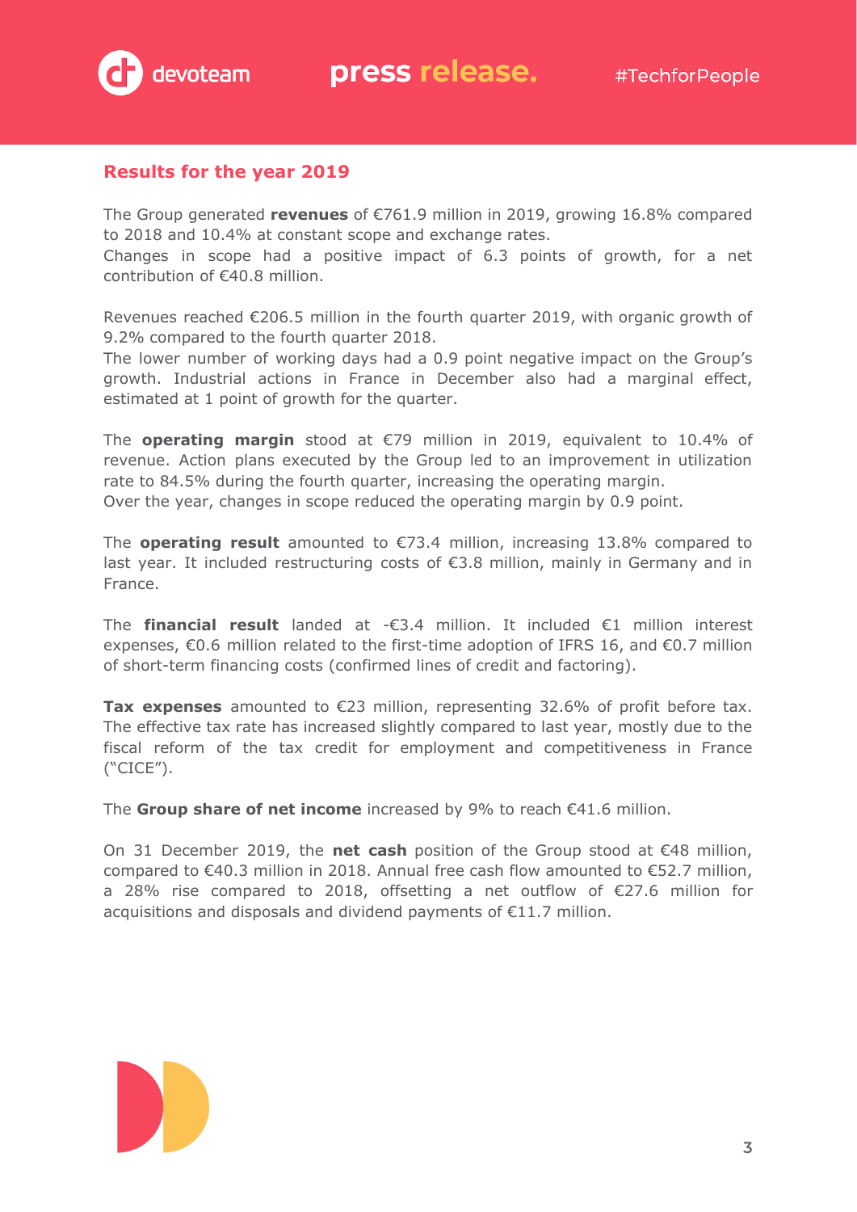## Results for the year 2019

The Group generated **revenues** of €761.9 million in 2019, growing 16.8% compared to 2018 and 10.4% at constant scope and exchange rates.
Changes in scope had a positive impact of 6.3 points of growth, for a net contribution of €40.8 million.

Revenues reached €206.5 million in the fourth quarter 2019, with organic growth of 9.2% compared to the fourth quarter 2018.
The lower number of working days had a 0.9 point negative impact on the Group's growth. Industrial actions in France in December also had a marginal effect, estimated at 1 point of growth for the quarter.

The **operating margin** stood at €79 million in 2019, equivalent to 10.4% of revenue. Action plans executed by the Group led to an improvement in utilization rate to 84.5% during the fourth quarter, increasing the operating margin.
Over the year, changes in scope reduced the operating margin by 0.9 point.

The **operating result** amounted to €73.4 million, increasing 13.8% compared to last year. It included restructuring costs of €3.8 million, mainly in Germany and in France.

The **financial result** landed at -€3.4 million. It included €1 million interest expenses, €0.6 million related to the first-time adoption of IFRS 16, and €0.7 million of short-term financing costs (confirmed lines of credit and factoring).

**Tax expenses** amounted to €23 million, representing 32.6% of profit before tax. The effective tax rate has increased slightly compared to last year, mostly due to the fiscal reform of the tax credit for employment and competitiveness in France ("CICE").

The **Group share of net income** increased by 9% to reach €41.6 million.

On 31 December 2019, the **net cash** position of the Group stood at €48 million, compared to €40.3 million in 2018. Annual free cash flow amounted to €52.7 million, a 28% rise compared to 2018, offsetting a net outflow of €27.6 million for acquisitions and disposals and dividend payments of €11.7 million.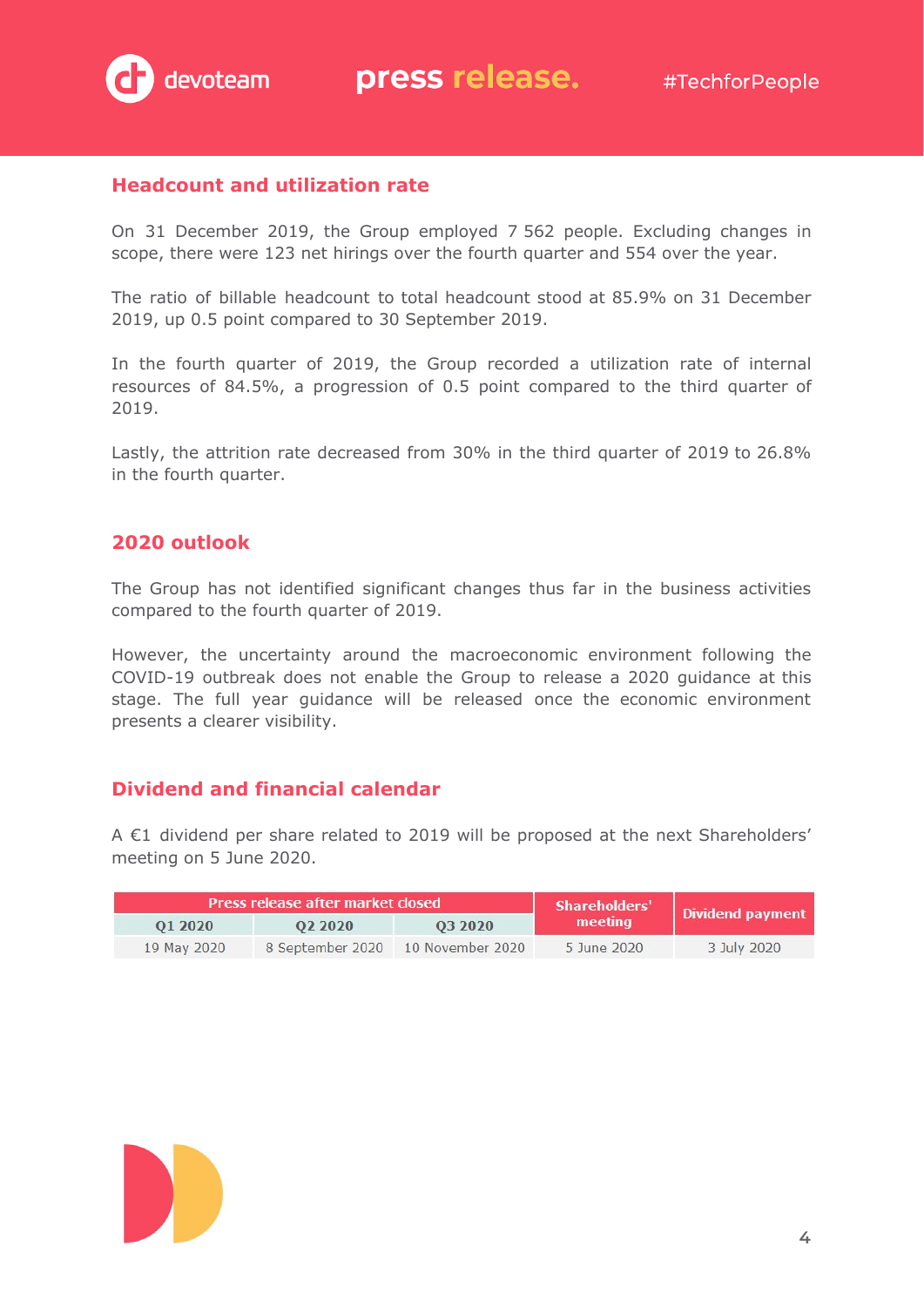## Headcount and utilization rate

On 31 December 2019, the Group employed 7 562 people. Excluding changes in scope, there were 123 net hirings over the fourth quarter and 554 over the year.

The ratio of billable headcount to total headcount stood at 85.9% on 31 December 2019, up 0.5 point compared to 30 September 2019.

In the fourth quarter of 2019, the Group recorded a utilization rate of internal resources of 84.5%, a progression of 0.5 point compared to the third quarter of 2019.

Lastly, the attrition rate decreased from 30% in the third quarter of 2019 to 26.8% in the fourth quarter.

## 2020 outlook

The Group has not identified significant changes thus far in the business activities compared to the fourth quarter of 2019.

However, the uncertainty around the macroeconomic environment following the COVID-19 outbreak does not enable the Group to release a 2020 guidance at this stage. The full year guidance will be released once the economic environment presents a clearer visibility.

## Dividend and financial calendar

A €1 dividend per share related to 2019 will be proposed at the next Shareholders' meeting on 5 June 2020.

| Press release after market closed | | | Shareholders' meeting | Dividend payment |
|---|---|---|---|---|
| Q1 2020 | Q2 2020 | Q3 2020 | | |
| 19 May 2020 | 8 September 2020 | 10 November 2020 | 5 June 2020 | 3 July 2020 |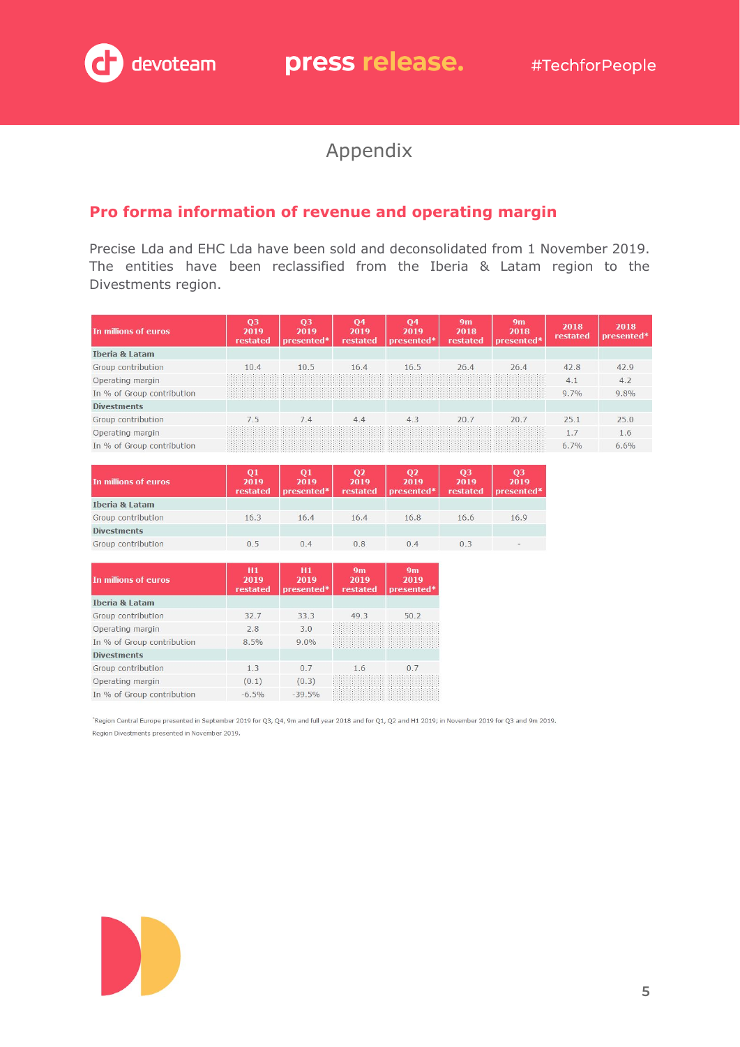# Appendix

## Pro forma information of revenue and operating margin

Precise Lda and EHC Lda have been sold and deconsolidated from 1 November 2019. The entities have been reclassified from the Iberia & Latam region to the Divestments region.

| In millions of euros | Q3 2019 restated | Q3 2019 presented* | Q4 2019 restated | Q4 2019 presented* | 9m 2018 restated | 9m 2018 presented* | 2018 restated | 2018 presented* |
|---|---|---|---|---|---|---|---|---|
| **Iberia & Latam** | | | | | | | | |
| Group contribution | 10.4 | 10.5 | 16.4 | 16.5 | 26.4 | 26.4 | 42.8 | 42.9 |
| Operating margin | | | | | | | 4.1 | 4.2 |
| In % of Group contribution | | | | | | | 9.7% | 9.8% |
| **Divestments** | | | | | | | | |
| Group contribution | 7.5 | 7.4 | 4.4 | 4.3 | 20.7 | 20.7 | 25.1 | 25.0 |
| Operating margin | | | | | | | 1.7 | 1.6 |
| In % of Group contribution | | | | | | | 6.7% | 6.6% |

| In millions of euros | Q1 2019 restated | Q1 2019 presented* | Q2 2019 restated | Q2 2019 presented* | Q3 2019 restated | Q3 2019 presented* |
|---|---|---|---|---|---|---|
| **Iberia & Latam** | | | | | | |
| Group contribution | 16.3 | 16.4 | 16.4 | 16.8 | 16.6 | 16.9 |
| **Divestments** | | | | | | |
| Group contribution | 0.5 | 0.4 | 0.8 | 0.4 | 0.3 | - |

| In millions of euros | H1 2019 restated | H1 2019 presented* | 9m 2019 restated | 9m 2019 presented* |
|---|---|---|---|---|
| **Iberia & Latam** | | | | |
| Group contribution | 32.7 | 33.3 | 49.3 | 50.2 |
| Operating margin | 2.8 | 3.0 | | |
| In % of Group contribution | 8.5% | 9.0% | | |
| **Divestments** | | | | |
| Group contribution | 1.3 | 0.7 | 1.6 | 0.7 |
| Operating margin | (0.1) | (0.3) | | |
| In % of Group contribution | -6.5% | -39.5% | | |

*Region Central Europe presented in September 2019 for Q3, Q4, 9m and full year 2018 and for Q1, Q2 and H1 2019; in November 2019 for Q3 and 9m 2019.
Region Divestments presented in November 2019.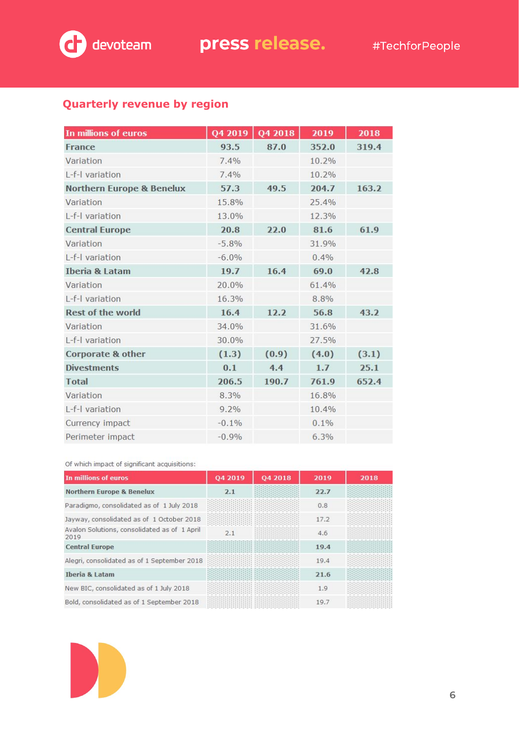## Quarterly revenue by region

| In millions of euros | Q4 2019 | Q4 2018 | 2019 | 2018 |
|---|---|---|---|---|
| **France** | **93.5** | **87.0** | **352.0** | **319.4** |
| Variation | 7.4% | | 10.2% | |
| L-f-l variation | 7.4% | | 10.2% | |
| **Northern Europe & Benelux** | **57.3** | **49.5** | **204.7** | **163.2** |
| Variation | 15.8% | | 25.4% | |
| L-f-l variation | 13.0% | | 12.3% | |
| **Central Europe** | **20.8** | **22.0** | **81.6** | **61.9** |
| Variation | -5.8% | | 31.9% | |
| L-f-l variation | -6.0% | | 0.4% | |
| **Iberia & Latam** | **19.7** | **16.4** | **69.0** | **42.8** |
| Variation | 20.0% | | 61.4% | |
| L-f-l variation | 16.3% | | 8.8% | |
| **Rest of the world** | **16.4** | **12.2** | **56.8** | **43.2** |
| Variation | 34.0% | | 31.6% | |
| L-f-l variation | 30.0% | | 27.5% | |
| **Corporate & other** | **(1.3)** | **(0.9)** | **(4.0)** | **(3.1)** |
| **Divestments** | **0.1** | **4.4** | **1.7** | **25.1** |
| **Total** | **206.5** | **190.7** | **761.9** | **652.4** |
| Variation | 8.3% | | 16.8% | |
| L-f-l variation | 9.2% | | 10.4% | |
| Currency impact | -0.1% | | 0.1% | |
| Perimeter impact | -0.9% | | 6.3% | |

Of which impact of significant acquisitions:

| In millions of euros | Q4 2019 | Q4 2018 | 2019 | 2018 |
|---|---|---|---|---|
| **Northern Europe & Benelux** | **2.1** | | **22.7** | |
| Paradigmo, consolidated as of 1 July 2018 | | | 0.8 | |
| Jayway, consolidated as of 1 October 2018 | | | 17.2 | |
| Avalon Solutions, consolidated as of 1 April 2019 | 2.1 | | 4.6 | |
| **Central Europe** | | | **19.4** | |
| Alegri, consolidated as of 1 September 2018 | | | 19.4 | |
| **Iberia & Latam** | | | **21.6** | |
| New BIC, consolidated as of 1 July 2018 | | | 1.9 | |
| Bold, consolidated as of 1 September 2018 | | | 19.7 | |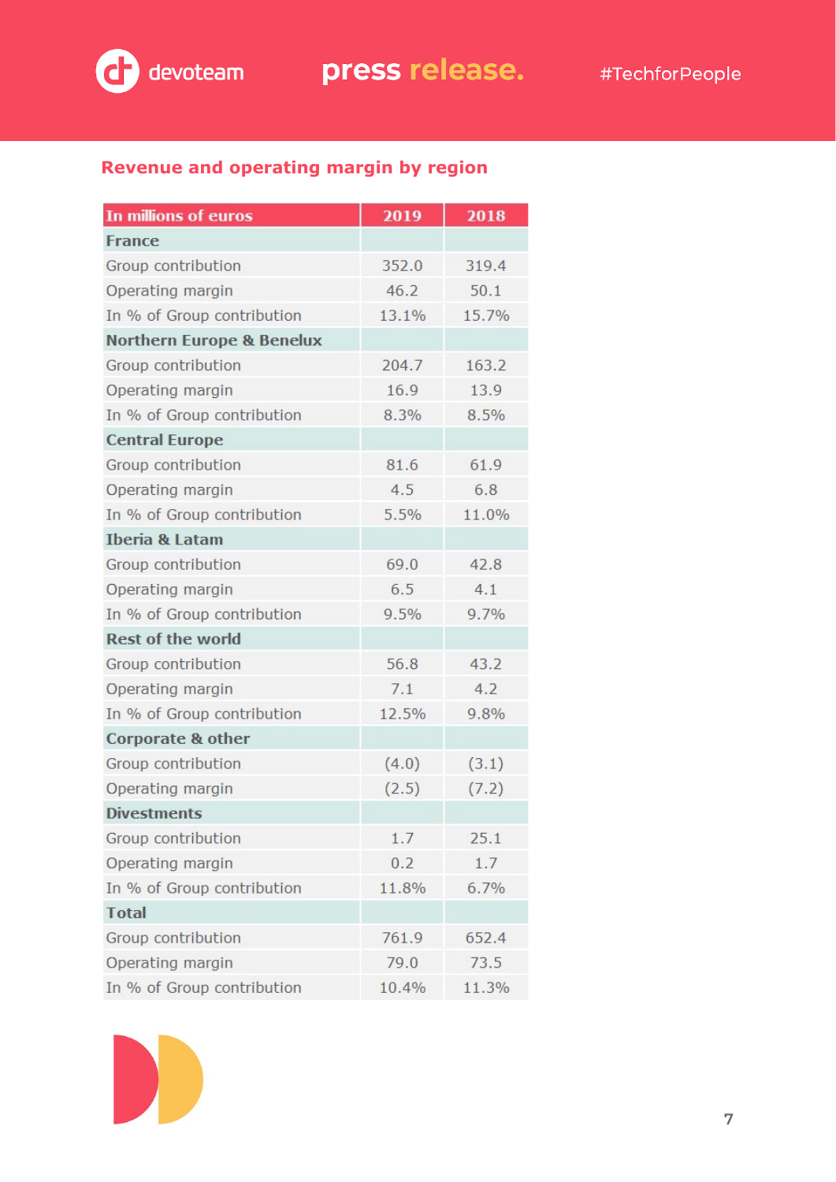## Revenue and operating margin by region

| In millions of euros | 2019 | 2018 |
|---|---|---|
| **France** | | |
| Group contribution | 352.0 | 319.4 |
| Operating margin | 46.2 | 50.1 |
| In % of Group contribution | 13.1% | 15.7% |
| **Northern Europe & Benelux** | | |
| Group contribution | 204.7 | 163.2 |
| Operating margin | 16.9 | 13.9 |
| In % of Group contribution | 8.3% | 8.5% |
| **Central Europe** | | |
| Group contribution | 81.6 | 61.9 |
| Operating margin | 4.5 | 6.8 |
| In % of Group contribution | 5.5% | 11.0% |
| **Iberia & Latam** | | |
| Group contribution | 69.0 | 42.8 |
| Operating margin | 6.5 | 4.1 |
| In % of Group contribution | 9.5% | 9.7% |
| **Rest of the world** | | |
| Group contribution | 56.8 | 43.2 |
| Operating margin | 7.1 | 4.2 |
| In % of Group contribution | 12.5% | 9.8% |
| **Corporate & other** | | |
| Group contribution | (4.0) | (3.1) |
| Operating margin | (2.5) | (7.2) |
| **Divestments** | | |
| Group contribution | 1.7 | 25.1 |
| Operating margin | 0.2 | 1.7 |
| In % of Group contribution | 11.8% | 6.7% |
| **Total** | | |
| Group contribution | 761.9 | 652.4 |
| Operating margin | 79.0 | 73.5 |
| In % of Group contribution | 10.4% | 11.3% |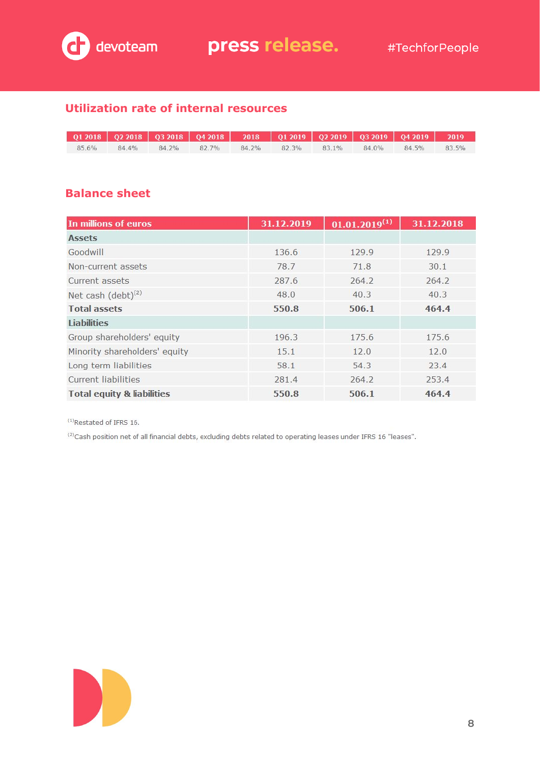## Utilization rate of internal resources

| Q1 2018 | Q2 2018 | Q3 2018 | Q4 2018 | 2018 | Q1 2019 | Q2 2019 | Q3 2019 | Q4 2019 | 2019 |
|---|---|---|---|---|---|---|---|---|---|
| 85.6% | 84.4% | 84.2% | 82.7% | 84.2% | 82.3% | 83.1% | 84.0% | 84.5% | 83.5% |

## Balance sheet

| In millions of euros | 31.12.2019 | 01.01.2019[1] | 31.12.2018 |
|---|---|---|---|
| **Assets** | | | |
| Goodwill | 136.6 | 129.9 | 129.9 |
| Non-current assets | 78.7 | 71.8 | 30.1 |
| Current assets | 287.6 | 264.2 | 264.2 |
| Net cash (debt)[2] | 48.0 | 40.3 | 40.3 |
| **Total assets** | **550.8** | **506.1** | **464.4** |
| **Liabilities** | | | |
| Group shareholders' equity | 196.3 | 175.6 | 175.6 |
| Minority shareholders' equity | 15.1 | 12.0 | 12.0 |
| Long term liabilities | 58.1 | 54.3 | 23.4 |
| Current liabilities | 281.4 | 264.2 | 253.4 |
| **Total equity & liabilities** | **550.8** | **506.1** | **464.4** |

[1]Restated of IFRS 16.

[2]Cash position net of all financial debts, excluding debts related to operating leases under IFRS 16 "leases".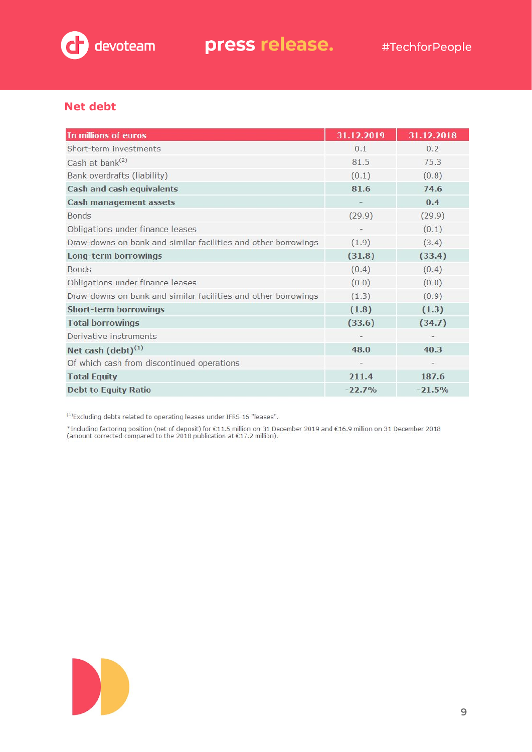## Net debt

| In millions of euros | 31.12.2019 | 31.12.2018 |
|---|---|---|
| Short-term investments | 0.1 | 0.2 |
| Cash at bank[2] | 81.5 | 75.3 |
| Bank overdrafts (liability) | (0.1) | (0.8) |
| **Cash and cash equivalents** | **81.6** | **74.6** |
| **Cash management assets** | **-** | **0.4** |
| Bonds | (29.9) | (29.9) |
| Obligations under finance leases | - | (0.1) |
| Draw-downs on bank and similar facilities and other borrowings | (1.9) | (3.4) |
| **Long-term borrowings** | **(31.8)** | **(33.4)** |
| Bonds | (0.4) | (0.4) |
| Obligations under finance leases | (0.0) | (0.0) |
| Draw-downs on bank and similar facilities and other borrowings | (1.3) | (0.9) |
| **Short-term borrowings** | **(1.8)** | **(1.3)** |
| **Total borrowings** | **(33.6)** | **(34.7)** |
| Derivative instruments | - | - |
| **Net cash (debt)[1]** | **48.0** | **40.3** |
| Of which cash from discontinued operations | - | - |
| **Total Equity** | **211.4** | **187.6** |
| **Debt to Equity Ratio** | **-22.7%** | **-21.5%** |

[1]Excluding debts related to operating leases under IFRS 16 "leases".

*Including factoring position (net of deposit) for €11.5 million on 31 December 2019 and €16.9 million on 31 December 2018 (amount corrected compared to the 2018 publication at €17.2 million).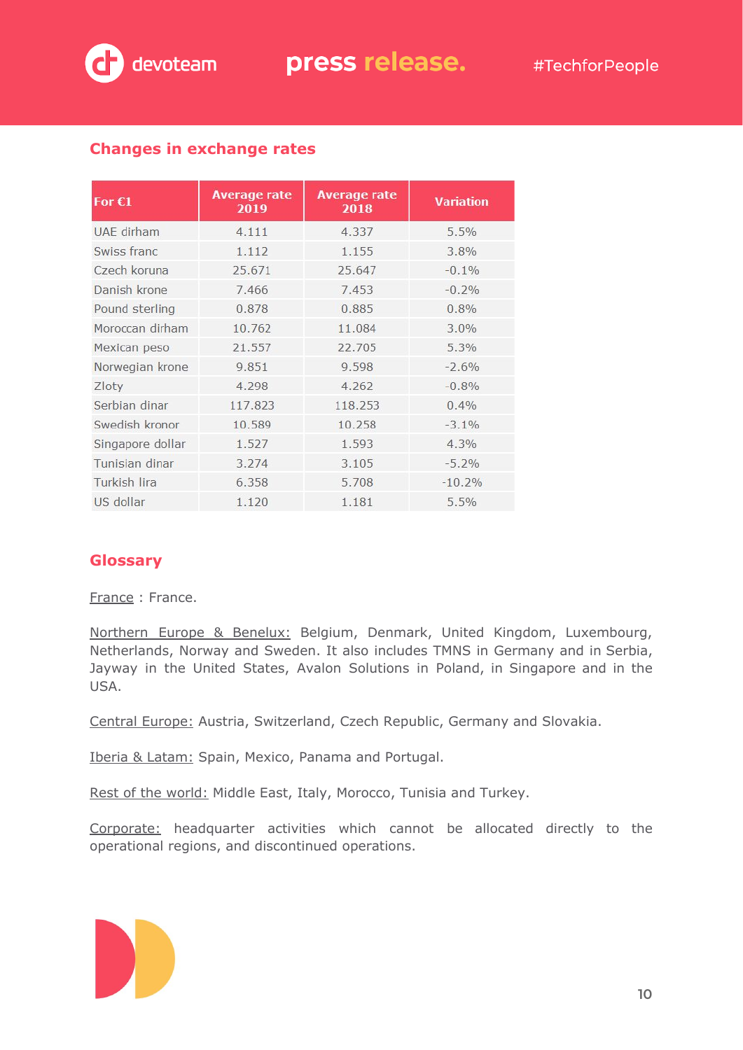## Changes in exchange rates

| For €1 | Average rate 2019 | Average rate 2018 | Variation |
|---|---|---|---|
| UAE dirham | 4.111 | 4.337 | 5.5% |
| Swiss franc | 1.112 | 1.155 | 3.8% |
| Czech koruna | 25.671 | 25.647 | -0.1% |
| Danish krone | 7.466 | 7.453 | -0.2% |
| Pound sterling | 0.878 | 0.885 | 0.8% |
| Moroccan dirham | 10.762 | 11.084 | 3.0% |
| Mexican peso | 21.557 | 22.705 | 5.3% |
| Norwegian krone | 9.851 | 9.598 | -2.6% |
| Zloty | 4.298 | 4.262 | -0.8% |
| Serbian dinar | 117.823 | 118.253 | 0.4% |
| Swedish kronor | 10.589 | 10.258 | -3.1% |
| Singapore dollar | 1.527 | 1.593 | 4.3% |
| Tunisian dinar | 3.274 | 3.105 | -5.2% |
| Turkish lira | 6.358 | 5.708 | -10.2% |
| US dollar | 1.120 | 1.181 | 5.5% |

## Glossary

France : France.

Northern Europe & Benelux: Belgium, Denmark, United Kingdom, Luxembourg, Netherlands, Norway and Sweden. It also includes TMNS in Germany and in Serbia, Jayway in the United States, Avalon Solutions in Poland, in Singapore and in the USA.

Central Europe: Austria, Switzerland, Czech Republic, Germany and Slovakia.

Iberia & Latam: Spain, Mexico, Panama and Portugal.

Rest of the world: Middle East, Italy, Morocco, Tunisia and Turkey.

Corporate: headquarter activities which cannot be allocated directly to the operational regions, and discontinued operations.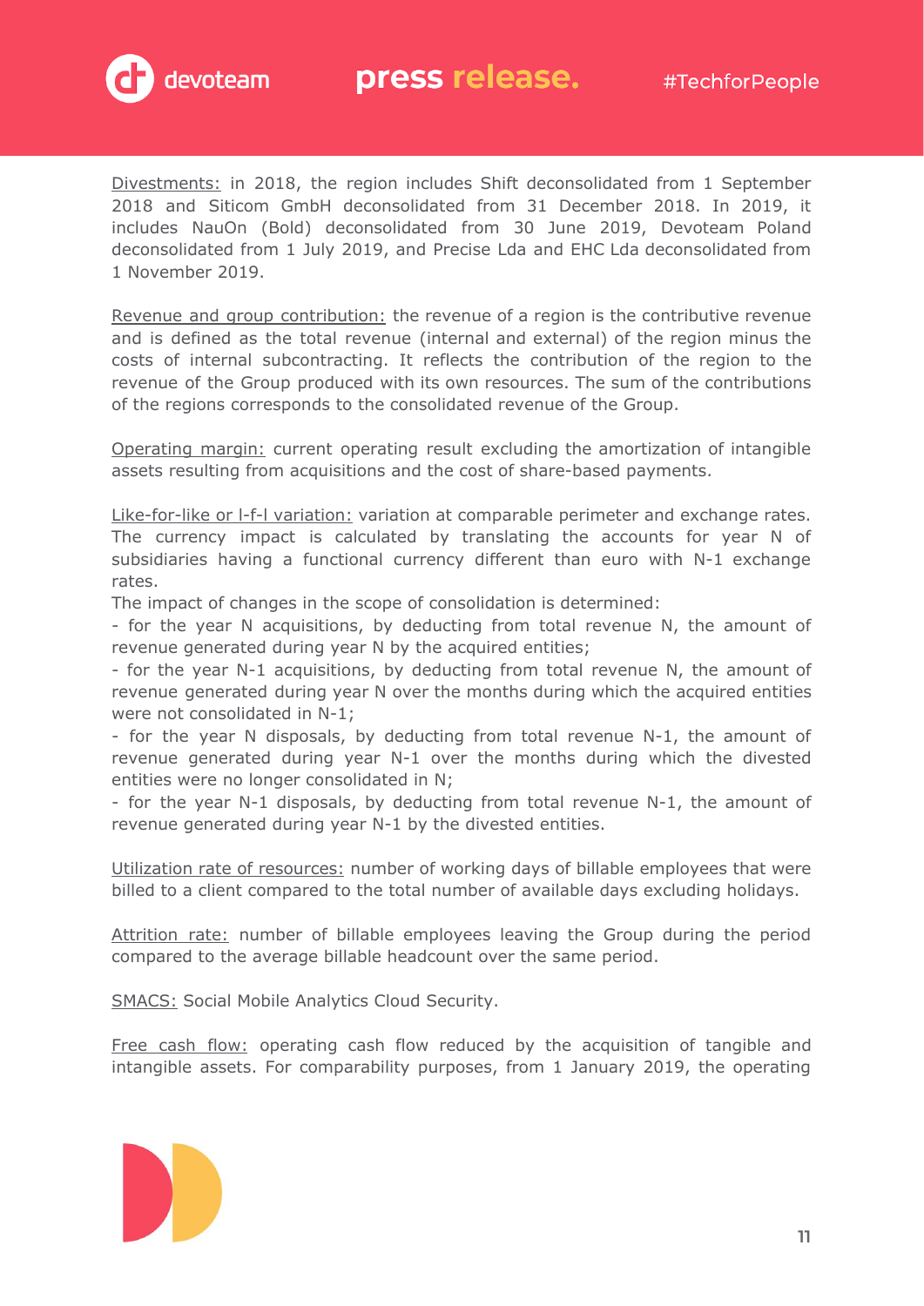<u>Divestments:</u> in 2018, the region includes Shift deconsolidated from 1 September 2018 and Siticom GmbH deconsolidated from 31 December 2018. In 2019, it includes NauOn (Bold) deconsolidated from 30 June 2019, Devoteam Poland deconsolidated from 1 July 2019, and Precise Lda and EHC Lda deconsolidated from 1 November 2019.

<u>Revenue and group contribution:</u> the revenue of a region is the contributive revenue and is defined as the total revenue (internal and external) of the region minus the costs of internal subcontracting. It reflects the contribution of the region to the revenue of the Group produced with its own resources. The sum of the contributions of the regions corresponds to the consolidated revenue of the Group.

<u>Operating margin:</u> current operating result excluding the amortization of intangible assets resulting from acquisitions and the cost of share-based payments.

<u>Like-for-like or l-f-l variation:</u> variation at comparable perimeter and exchange rates. The currency impact is calculated by translating the accounts for year N of subsidiaries having a functional currency different than euro with N-1 exchange rates.
The impact of changes in the scope of consolidation is determined:
- for the year N acquisitions, by deducting from total revenue N, the amount of revenue generated during year N by the acquired entities;
- for the year N-1 acquisitions, by deducting from total revenue N, the amount of revenue generated during year N over the months during which the acquired entities were not consolidated in N-1;
- for the year N disposals, by deducting from total revenue N-1, the amount of revenue generated during year N-1 over the months during which the divested entities were no longer consolidated in N;
- for the year N-1 disposals, by deducting from total revenue N-1, the amount of revenue generated during year N-1 by the divested entities.

<u>Utilization rate of resources:</u> number of working days of billable employees that were billed to a client compared to the total number of available days excluding holidays.

<u>Attrition rate:</u> number of billable employees leaving the Group during the period compared to the average billable headcount over the same period.

<u>SMACS:</u> Social Mobile Analytics Cloud Security.

<u>Free cash flow:</u> operating cash flow reduced by the acquisition of tangible and intangible assets. For comparability purposes, from 1 January 2019, the operating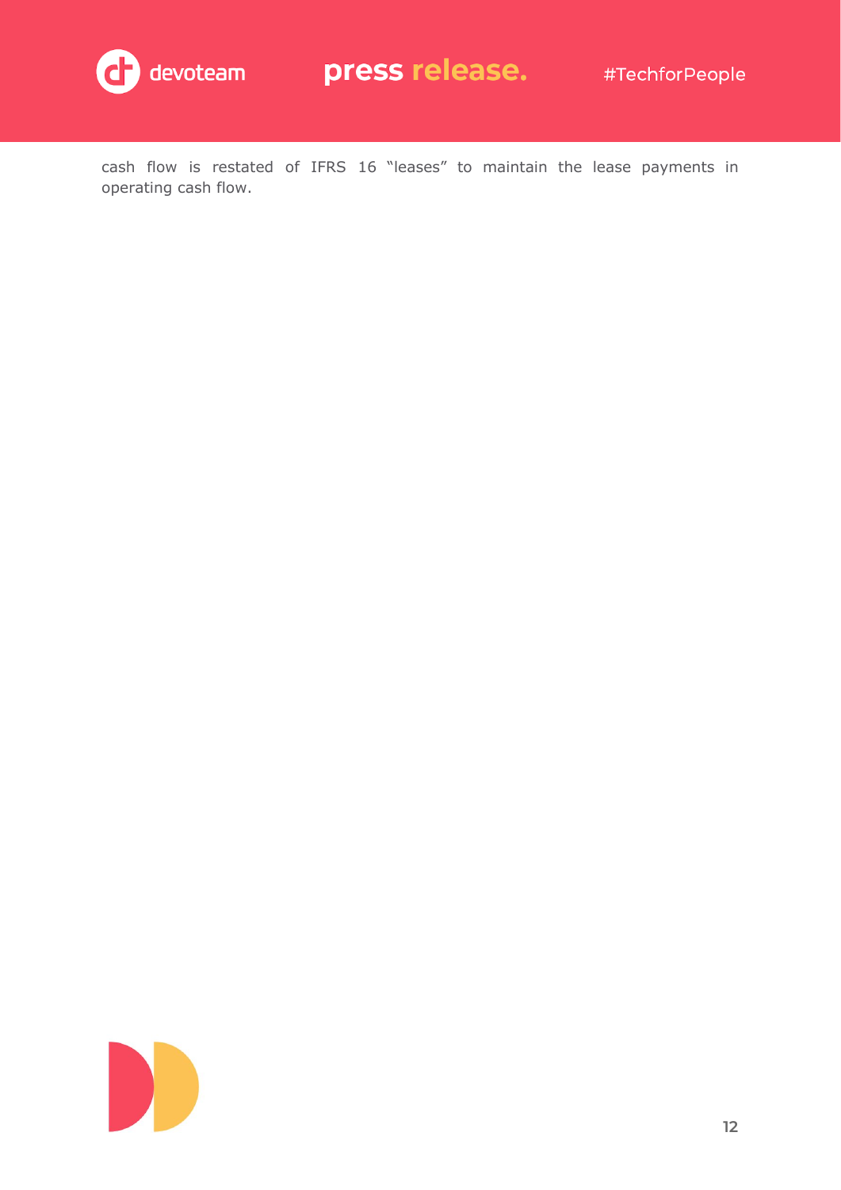cash flow is restated of IFRS 16 “leases” to maintain the lease payments in operating cash flow.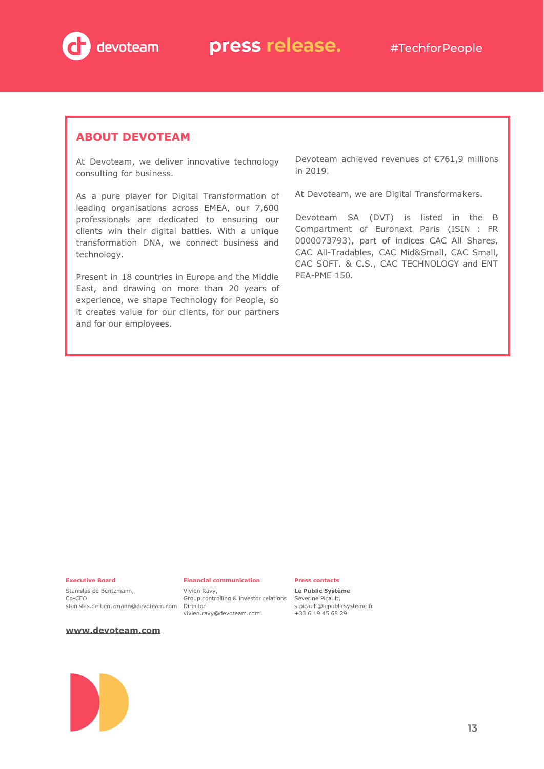## ABOUT DEVOTEAM

At Devoteam, we deliver innovative technology consulting for business.

As a pure player for Digital Transformation of leading organisations across EMEA, our 7,600 professionals are dedicated to ensuring our clients win their digital battles. With a unique transformation DNA, we connect business and technology.

Present in 18 countries in Europe and the Middle East, and drawing on more than 20 years of experience, we shape Technology for People, so it creates value for our clients, for our partners and for our employees.

Devoteam achieved revenues of €761,9 millions in 2019.

At Devoteam, we are Digital Transformakers.

Devoteam SA (DVT) is listed in the B Compartment of Euronext Paris (ISIN : FR 0000073793), part of indices CAC All Shares, CAC All-Tradables, CAC Mid&Small, CAC Small, CAC SOFT. & C.S., CAC TECHNOLOGY and ENT PEA-PME 150.

**Executive Board**
Stanislas de Bentzmann,
Co-CEO
stanislas.de.bentzmann@devoteam.com

**Financial communication**
Vivien Ravy,
Group controlling & investor relations Director
vivien.ravy@devoteam.com

**Press contacts**
**Le Public Système**
Séverine Picault,
s.picault@lepublicsysteme.fr
+33 6 19 45 68 29

**www.devoteam.com**